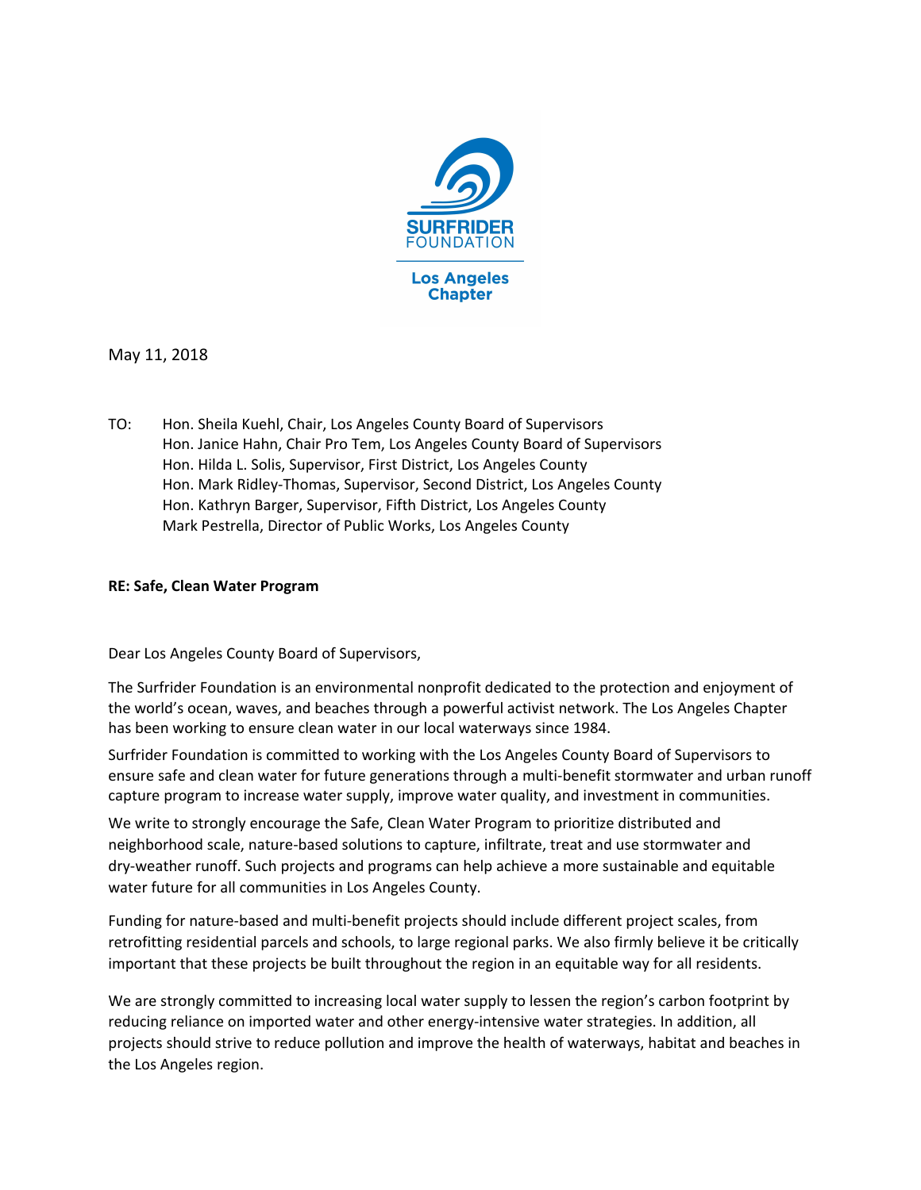SURFRIDER FOUNDATION

Los Angeles Chapter

May 11, 2018

TO: Hon. Sheila Kuehl, Chair, Los Angeles County Board of Supervisors
Hon. Janice Hahn, Chair Pro Tem, Los Angeles County Board of Supervisors
Hon. Hilda L. Solis, Supervisor, First District, Los Angeles County
Hon. Mark Ridley-Thomas, Supervisor, Second District, Los Angeles County
Hon. Kathryn Barger, Supervisor, Fifth District, Los Angeles County
Mark Pestrella, Director of Public Works, Los Angeles County

**RE: Safe, Clean Water Program**

Dear Los Angeles County Board of Supervisors,

The Surfrider Foundation is an environmental nonprofit dedicated to the protection and enjoyment of the world's ocean, waves, and beaches through a powerful activist network. The Los Angeles Chapter has been working to ensure clean water in our local waterways since 1984.

Surfrider Foundation is committed to working with the Los Angeles County Board of Supervisors to ensure safe and clean water for future generations through a multi-benefit stormwater and urban runoff capture program to increase water supply, improve water quality, and investment in communities.

We write to strongly encourage the Safe, Clean Water Program to prioritize distributed and neighborhood scale, nature-based solutions to capture, infiltrate, treat and use stormwater and dry-weather runoff. Such projects and programs can help achieve a more sustainable and equitable water future for all communities in Los Angeles County.

Funding for nature-based and multi-benefit projects should include different project scales, from retrofitting residential parcels and schools, to large regional parks. We also firmly believe it be critically important that these projects be built throughout the region in an equitable way for all residents.

We are strongly committed to increasing local water supply to lessen the region's carbon footprint by reducing reliance on imported water and other energy-intensive water strategies. In addition, all projects should strive to reduce pollution and improve the health of waterways, habitat and beaches in the Los Angeles region.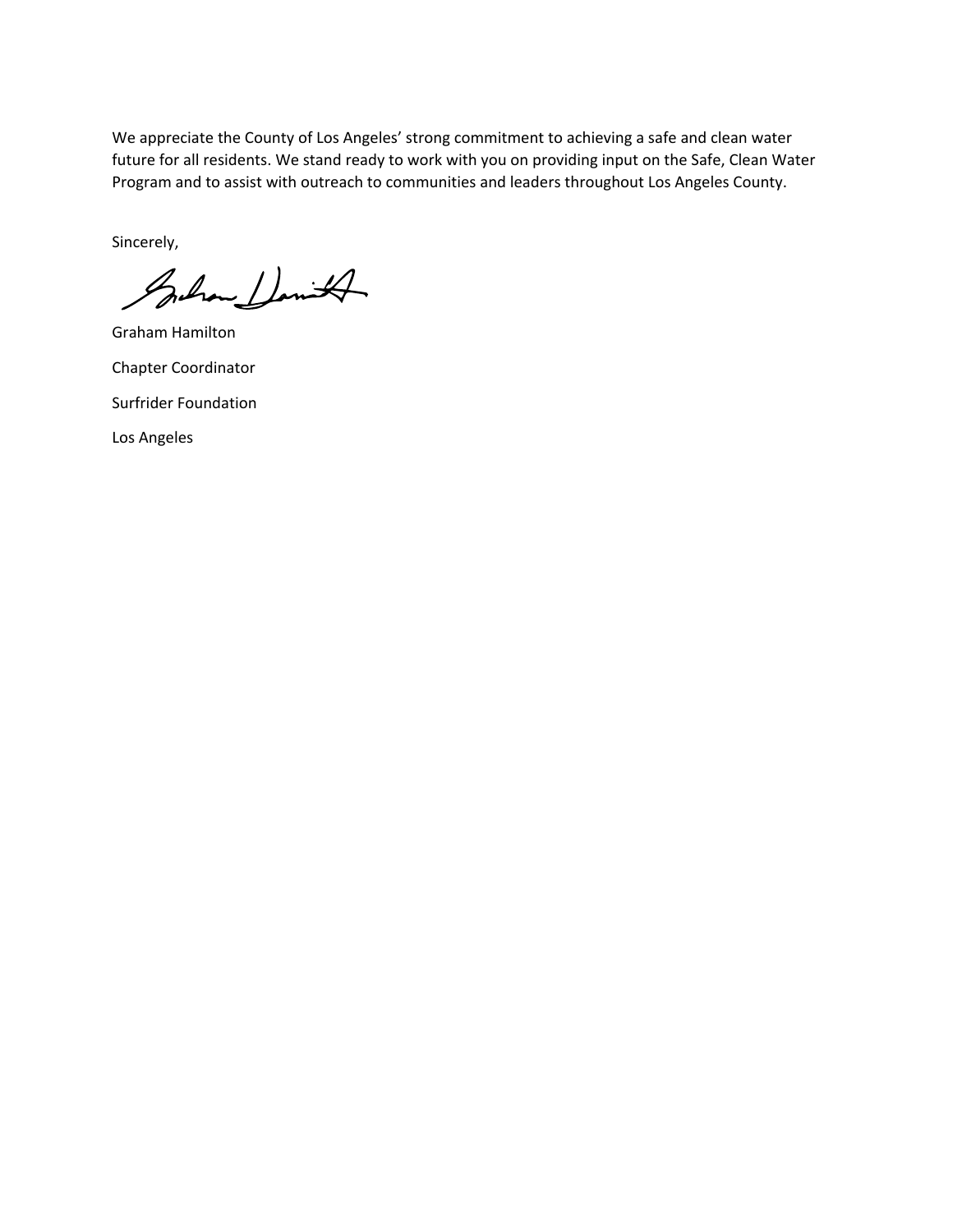We appreciate the County of Los Angeles' strong commitment to achieving a safe and clean water future for all residents. We stand ready to work with you on providing input on the Safe, Clean Water Program and to assist with outreach to communities and leaders throughout Los Angeles County.

Sincerely,

Graham Hamilton

Chapter Coordinator

Surfrider Foundation

Los Angeles